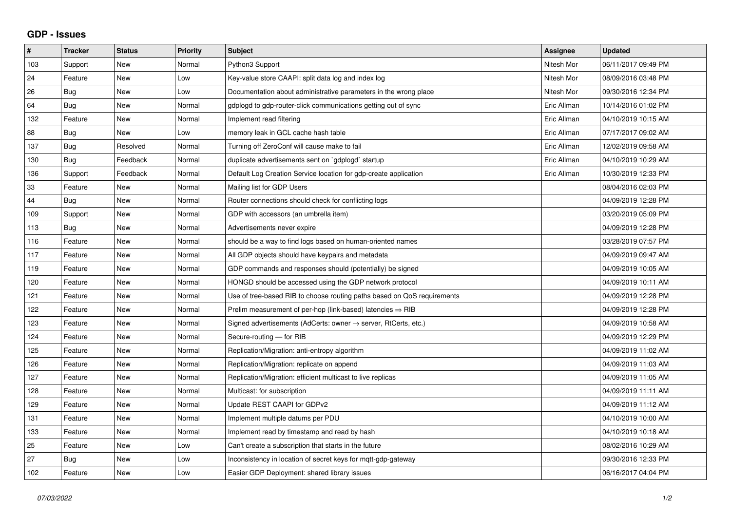## GDP - Issues

| # | Tracker | Status | Priority | Subject | Assignee | Updated |
|---|---|---|---|---|---|---|
| 103 | Support | New | Normal | Python3 Support | Nitesh Mor | 06/11/2017 09:49 PM |
| 24 | Feature | New | Low | Key-value store CAAPI: split data log and index log | Nitesh Mor | 08/09/2016 03:48 PM |
| 26 | Bug | New | Low | Documentation about administrative parameters in the wrong place | Nitesh Mor | 09/30/2016 12:34 PM |
| 64 | Bug | New | Normal | gdplogd to gdp-router-click communications getting out of sync | Eric Allman | 10/14/2016 01:02 PM |
| 132 | Feature | New | Normal | Implement read filtering | Eric Allman | 04/10/2019 10:15 AM |
| 88 | Bug | New | Low | memory leak in GCL cache hash table | Eric Allman | 07/17/2017 09:02 AM |
| 137 | Bug | Resolved | Normal | Turning off ZeroConf will cause make to fail | Eric Allman | 12/02/2019 09:58 AM |
| 130 | Bug | Feedback | Normal | duplicate advertisements sent on `gdplogd` startup | Eric Allman | 04/10/2019 10:29 AM |
| 136 | Support | Feedback | Normal | Default Log Creation Service location for gdp-create application | Eric Allman | 10/30/2019 12:33 PM |
| 33 | Feature | New | Normal | Mailing list for GDP Users | | 08/04/2016 02:03 PM |
| 44 | Bug | New | Normal | Router connections should check for conflicting logs | | 04/09/2019 12:28 PM |
| 109 | Support | New | Normal | GDP with accessors (an umbrella item) | | 03/20/2019 05:09 PM |
| 113 | Bug | New | Normal | Advertisements never expire | | 04/09/2019 12:28 PM |
| 116 | Feature | New | Normal | should be a way to find logs based on human-oriented names | | 03/28/2019 07:57 PM |
| 117 | Feature | New | Normal | All GDP objects should have keypairs and metadata | | 04/09/2019 09:47 AM |
| 119 | Feature | New | Normal | GDP commands and responses should (potentially) be signed | | 04/09/2019 10:05 AM |
| 120 | Feature | New | Normal | HONGD should be accessed using the GDP network protocol | | 04/09/2019 10:11 AM |
| 121 | Feature | New | Normal | Use of tree-based RIB to choose routing paths based on QoS requirements | | 04/09/2019 12:28 PM |
| 122 | Feature | New | Normal | Prelim measurement of per-hop (link-based) latencies ⇒ RIB | | 04/09/2019 12:28 PM |
| 123 | Feature | New | Normal | Signed advertisements (AdCerts: owner → server, RtCerts, etc.) | | 04/09/2019 10:58 AM |
| 124 | Feature | New | Normal | Secure-routing — for RIB | | 04/09/2019 12:29 PM |
| 125 | Feature | New | Normal | Replication/Migration: anti-entropy algorithm | | 04/09/2019 11:02 AM |
| 126 | Feature | New | Normal | Replication/Migration: replicate on append | | 04/09/2019 11:03 AM |
| 127 | Feature | New | Normal | Replication/Migration: efficient multicast to live replicas | | 04/09/2019 11:05 AM |
| 128 | Feature | New | Normal | Multicast: for subscription | | 04/09/2019 11:11 AM |
| 129 | Feature | New | Normal | Update REST CAAPI for GDPv2 | | 04/09/2019 11:12 AM |
| 131 | Feature | New | Normal | Implement multiple datums per PDU | | 04/10/2019 10:00 AM |
| 133 | Feature | New | Normal | Implement read by timestamp and read by hash | | 04/10/2019 10:18 AM |
| 25 | Feature | New | Low | Can't create a subscription that starts in the future | | 08/02/2016 10:29 AM |
| 27 | Bug | New | Low | Inconsistency in location of secret keys for mqtt-gdp-gateway | | 09/30/2016 12:33 PM |
| 102 | Feature | New | Low | Easier GDP Deployment: shared library issues | | 06/16/2017 04:04 PM |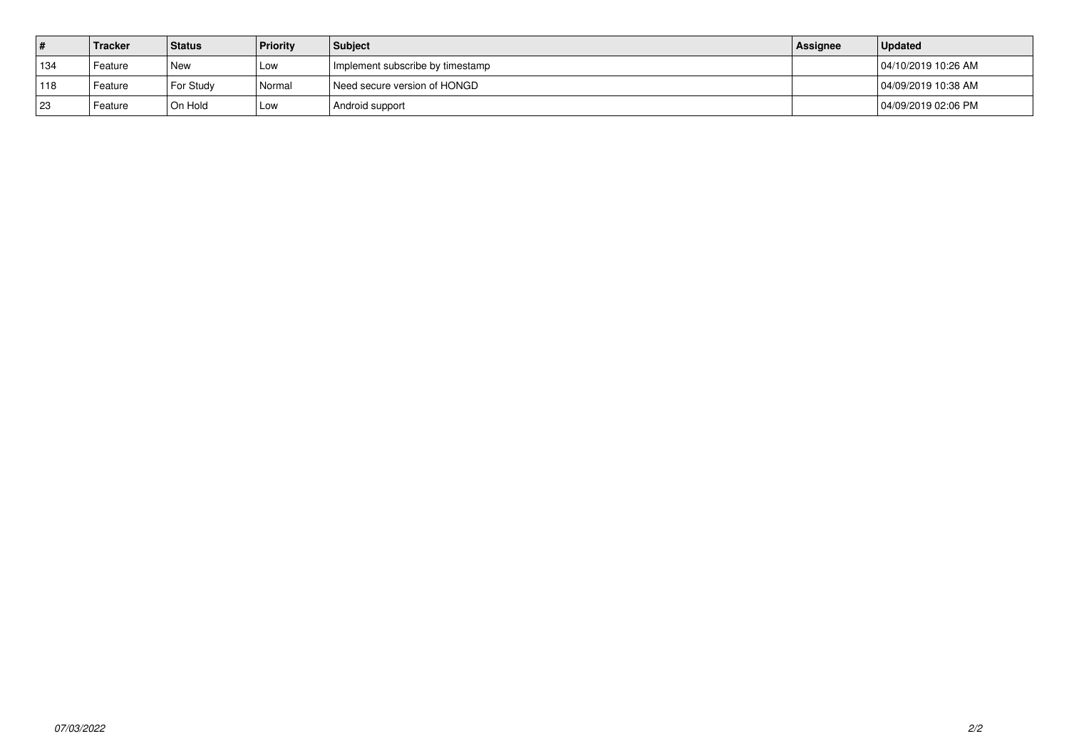| # | Tracker | Status | Priority | Subject | Assignee | Updated |
|---|---|---|---|---|---|---|
| 134 | Feature | New | Low | Implement subscribe by timestamp | | 04/10/2019 10:26 AM |
| 118 | Feature | For Study | Normal | Need secure version of HONGD | | 04/09/2019 10:38 AM |
| 23 | Feature | On Hold | Low | Android support | | 04/09/2019 02:06 PM |